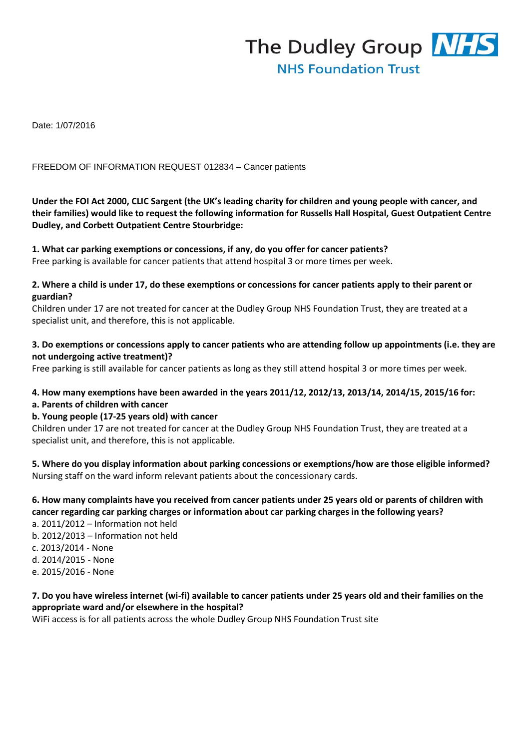The Dudley Group NHS
NHS Foundation Trust

Date: 1/07/2016

FREEDOM OF INFORMATION REQUEST 012834 – Cancer patients

**Under the FOI Act 2000, CLIC Sargent (the UK's leading charity for children and young people with cancer, and their families) would like to request the following information for Russells Hall Hospital, Guest Outpatient Centre Dudley, and Corbett Outpatient Centre Stourbridge:**

**1. What car parking exemptions or concessions, if any, do you offer for cancer patients?**
Free parking is available for cancer patients that attend hospital 3 or more times per week.

**2. Where a child is under 17, do these exemptions or concessions for cancer patients apply to their parent or guardian?**
Children under 17 are not treated for cancer at the Dudley Group NHS Foundation Trust, they are treated at a specialist unit, and therefore, this is not applicable.

**3. Do exemptions or concessions apply to cancer patients who are attending follow up appointments (i.e. they are not undergoing active treatment)?**
Free parking is still available for cancer patients as long as they still attend hospital 3 or more times per week.

**4. How many exemptions have been awarded in the years 2011/12, 2012/13, 2013/14, 2014/15, 2015/16 for:**
**a. Parents of children with cancer**
**b. Young people (17-25 years old) with cancer**
Children under 17 are not treated for cancer at the Dudley Group NHS Foundation Trust, they are treated at a specialist unit, and therefore, this is not applicable.

**5. Where do you display information about parking concessions or exemptions/how are those eligible informed?**
Nursing staff on the ward inform relevant patients about the concessionary cards.

**6. How many complaints have you received from cancer patients under 25 years old or parents of children with cancer regarding car parking charges or information about car parking charges in the following years?**
a. 2011/2012 – Information not held
b. 2012/2013 – Information not held
c. 2013/2014 - None
d. 2014/2015 - None
e. 2015/2016 - None

**7. Do you have wireless internet (wi-fi) available to cancer patients under 25 years old and their families on the appropriate ward and/or elsewhere in the hospital?**
WiFi access is for all patients across the whole Dudley Group NHS Foundation Trust site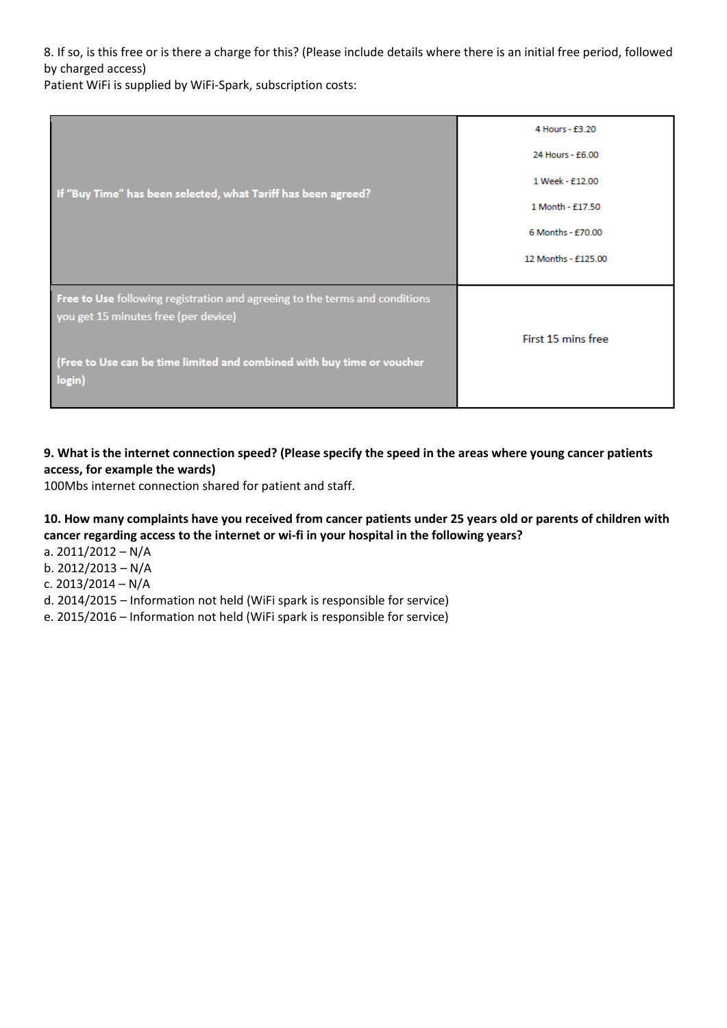8. If so, is this free or is there a charge for this? (Please include details where there is an initial free period, followed by charged access)
Patient WiFi is supplied by WiFi-Spark, subscription costs:

| | |
|---|---|
| **If "Buy Time" has been selected, what Tariff has been agreed?** | 4 Hours - £3.20<br>24 Hours - £6.00<br>1 Week - £12.00<br>1 Month - £17.50<br>6 Months - £70.00<br>12 Months - £125.00 |
| **Free to Use** following registration and agreeing to the terms and conditions you get 15 minutes free (per device)<br><br>**(Free to Use can be time limited and combined with buy time or voucher login)** | First 15 mins free |

**9. What is the internet connection speed? (Please specify the speed in the areas where young cancer patients access, for example the wards)**
100Mbs internet connection shared for patient and staff.

**10. How many complaints have you received from cancer patients under 25 years old or parents of children with cancer regarding access to the internet or wi-fi in your hospital in the following years?**
a. 2011/2012 – N/A
b. 2012/2013 – N/A
c. 2013/2014 – N/A
d. 2014/2015 – Information not held (WiFi spark is responsible for service)
e. 2015/2016 – Information not held (WiFi spark is responsible for service)